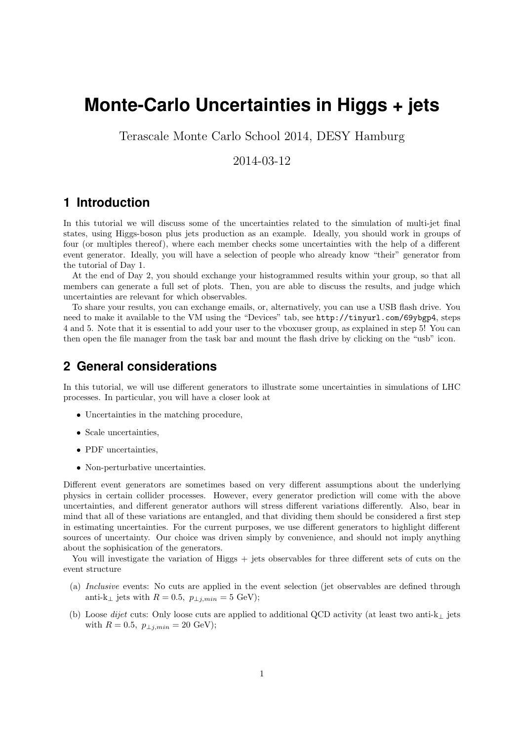# Monte-Carlo Uncertainties in Higgs + jets

Terascale Monte Carlo School 2014, DESY Hamburg

2014-03-12

## 1 Introduction

In this tutorial we will discuss some of the uncertainties related to the simulation of multi-jet final states, using Higgs-boson plus jets production as an example. Ideally, you should work in groups of four (or multiples thereof), where each member checks some uncertainties with the help of a different event generator. Ideally, you will have a selection of people who already know "their" generator from the tutorial of Day 1.

At the end of Day 2, you should exchange your histogrammed results within your group, so that all members can generate a full set of plots. Then, you are able to discuss the results, and judge which uncertainties are relevant for which observables.

To share your results, you can exchange emails, or, alternatively, you can use a USB flash drive. You need to make it available to the VM using the "Devices" tab, see `http://tinyurl.com/69ybgp4`, steps 4 and 5. Note that it is essential to add your user to the vboxuser group, as explained in step 5! You can then open the file manager from the task bar and mount the flash drive by clicking on the "usb" icon.

## 2 General considerations

In this tutorial, we will use different generators to illustrate some uncertainties in simulations of LHC processes. In particular, you will have a closer look at

- Uncertainties in the matching procedure,
- Scale uncertainties,
- PDF uncertainties,
- Non-perturbative uncertainties.

Different event generators are sometimes based on very different assumptions about the underlying physics in certain collider processes. However, every generator prediction will come with the above uncertainties, and different generator authors will stress different variations differently. Also, bear in mind that all of these variations are entangled, and that dividing them should be considered a first step in estimating uncertainties. For the current purposes, we use different generators to highlight different sources of uncertainty. Our choice was driven simply by convenience, and should not imply anything about the sophisication of the generators.

You will investigate the variation of Higgs + jets observables for three different sets of cuts on the event structure

(a) *Inclusive* events: No cuts are applied in the event selection (jet observables are defined through anti-$k_\perp$ jets with $R = 0.5$, $p_{\perp j,min} = 5$ GeV);

(b) Loose *dijet* cuts: Only loose cuts are applied to additional QCD activity (at least two anti-$k_\perp$ jets with $R = 0.5$, $p_{\perp j,min} = 20$ GeV);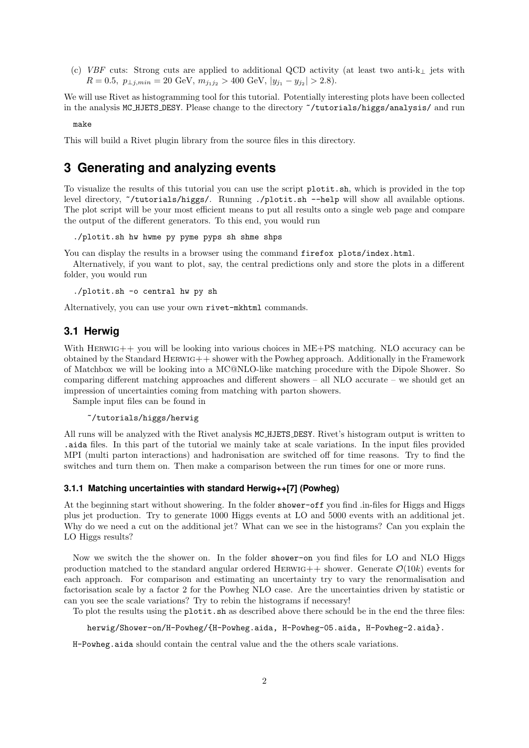(c) *VBF* cuts: Strong cuts are applied to additional QCD activity (at least two anti-$k_\perp$ jets with $R = 0.5$, $p_{\perp j,min} = 20$ GeV, $m_{j_1 j_2} > 400$ GeV, $|y_{j_1} - y_{j_2}| > 2.8$).

We will use Rivet as histogramming tool for this tutorial. Potentially interesting plots have been collected in the analysis MC_HJETS_DESY. Please change to the directory `~/tutorials/higgs/analysis/` and run

```
make
```

This will build a Rivet plugin library from the source files in this directory.

# 3 Generating and analyzing events

To visualize the results of this tutorial you can use the script `plotit.sh`, which is provided in the top level directory, `~/tutorials/higgs/`. Running `./plotit.sh --help` will show all available options. The plot script will be your most efficient means to put all results onto a single web page and compare the output of the different generators. To this end, you would run

```
./plotit.sh hw hwme py pyme pyps sh shme shps
```

You can display the results in a browser using the command `firefox plots/index.html`.

Alternatively, if you want to plot, say, the central predictions only and store the plots in a different folder, you would run

```
./plotit.sh -o central hw py sh
```

Alternatively, you can use your own `rivet-mkhtml` commands.

## 3.1 Herwig

With Herwig++ you will be looking into various choices in ME+PS matching. NLO accuracy can be obtained by the Standard Herwig++ shower with the Powheg approach. Additionally in the Framework of Matchbox we will be looking into a MC@NLO-like matching procedure with the Dipole Shower. So comparing different matching approaches and different showers – all NLO accurate – we should get an impression of uncertainties coming from matching with parton showers.

Sample input files can be found in

```
~/tutorials/higgs/herwig
```

All runs will be analyzed with the Rivet analysis MC_HJETS_DESY. Rivet's histogram output is written to `.aida` files. In this part of the tutorial we mainly take at scale variations. In the input files provided MPI (multi parton interactions) and hadronisation are switched off for time reasons. Try to find the switches and turn them on. Then make a comparison between the run times for one or more runs.

### 3.1.1 Matching uncertainties with standard Herwig++[7] (Powheg)

At the beginning start without showering. In the folder `shower-off` you find .in-files for Higgs and Higgs plus jet production. Try to generate 1000 Higgs events at LO and 5000 events with an additional jet. Why do we need a cut on the additional jet? What can we see in the histograms? Can you explain the LO Higgs results?

Now we switch the the shower on. In the folder `shower-on` you find files for LO and NLO Higgs production matched to the standard angular ordered Herwig++ shower. Generate $\mathcal{O}(10k)$ events for each approach. For comparison and estimating an uncertainty try to vary the renormalisation and factorisation scale by a factor 2 for the Powheg NLO case. Are the uncertainties driven by statistic or can you see the scale variations? Try to rebin the histograms if necessary!

To plot the results using the `plotit.sh` as described above there schould be in the end the three files:

```
herwig/Shower-on/H-Powheg/{H-Powheg.aida, H-Powheg-05.aida, H-Powheg-2.aida}.
```

`H-Powheg.aida` should contain the central value and the the others scale variations.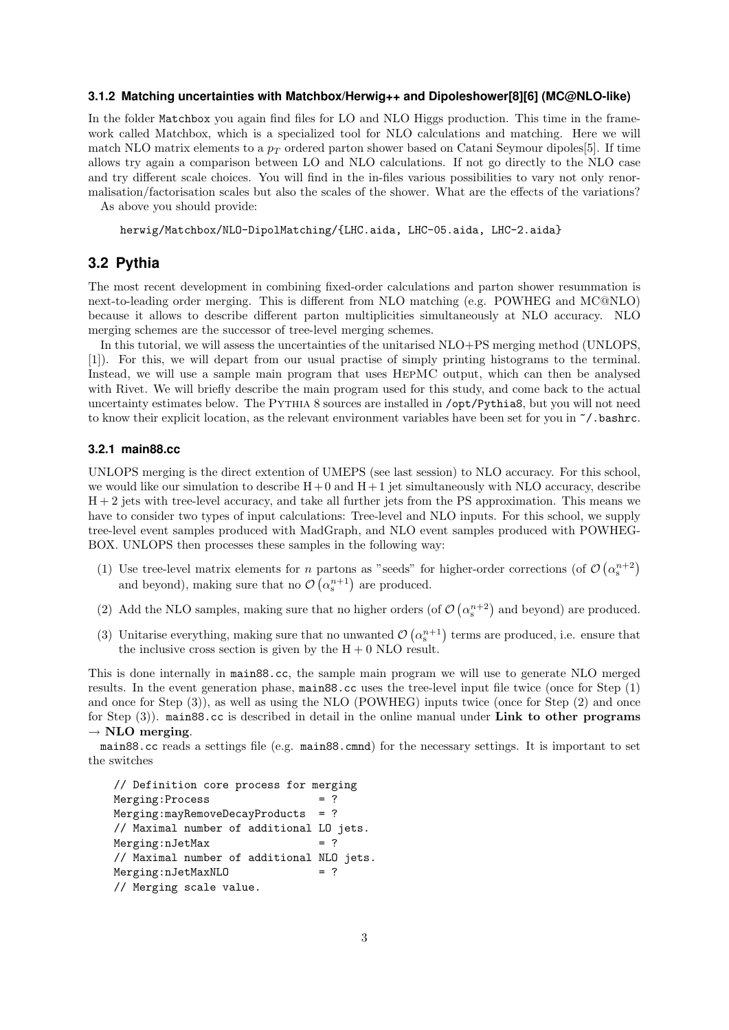### 3.1.2 Matching uncertainties with Matchbox/Herwig++ and Dipoleshower[8][6] (MC@NLO-like)

In the folder Matchbox you again find files for LO and NLO Higgs production. This time in the framework called Matchbox, which is a specialized tool for NLO calculations and matching. Here we will match NLO matrix elements to a $p_T$ ordered parton shower based on Catani Seymour dipoles[5]. If time allows try again a comparison between LO and NLO calculations. If not go directly to the NLO case and try different scale choices. You will find in the in-files various possibilities to vary not only renormalisation/factorisation scales but also the scales of the shower. What are the effects of the variations?

As above you should provide:

```
herwig/Matchbox/NLO-DipolMatching/{LHC.aida, LHC-05.aida, LHC-2.aida}
```

## 3.2 Pythia

The most recent development in combining fixed-order calculations and parton shower resummation is next-to-leading order merging. This is different from NLO matching (e.g. POWHEG and MC@NLO) because it allows to describe different parton multiplicities simultaneously at NLO accuracy. NLO merging schemes are the successor of tree-level merging schemes.

In this tutorial, we will assess the uncertainties of the unitarised NLO+PS merging method (UNLOPS, [1]). For this, we will depart from our usual practise of simply printing histograms to the terminal. Instead, we will use a sample main program that uses HepMC output, which can then be analysed with Rivet. We will briefly describe the main program used for this study, and come back to the actual uncertainty estimates below. The Pythia 8 sources are installed in /opt/Pythia8, but you will not need to know their explicit location, as the relevant environment variables have been set for you in ~/.bashrc.

### 3.2.1 main88.cc

UNLOPS merging is the direct extention of UMEPS (see last session) to NLO accuracy. For this school, we would like our simulation to describe $\mathrm{H}+0$ and $\mathrm{H}+1$ jet simultaneously with NLO accuracy, describe $\mathrm{H}+2$ jets with tree-level accuracy, and take all further jets from the PS approximation. This means we have to consider two types of input calculations: Tree-level and NLO inputs. For this school, we supply tree-level event samples produced with MadGraph, and NLO event samples produced with POWHEG-BOX. UNLOPS then processes these samples in the following way:

(1) Use tree-level matrix elements for $n$ partons as "seeds" for higher-order corrections (of $\mathcal{O}\left(\alpha_s^{n+2}\right)$ and beyond), making sure that no $\mathcal{O}\left(\alpha_s^{n+1}\right)$ are produced.

(2) Add the NLO samples, making sure that no higher orders (of $\mathcal{O}\left(\alpha_s^{n+2}\right)$ and beyond) are produced.

(3) Unitarise everything, making sure that no unwanted $\mathcal{O}\left(\alpha_s^{n+1}\right)$ terms are produced, i.e. ensure that the inclusive cross section is given by the $\mathrm{H}+0$ NLO result.

This is done internally in main88.cc, the sample main program we will use to generate NLO merged results. In the event generation phase, main88.cc uses the tree-level input file twice (once for Step (1) and once for Step (3)), as well as using the NLO (POWHEG) inputs twice (once for Step (2) and once for Step (3)). main88.cc is described in detail in the online manual under **Link to other programs → NLO merging**.

main88.cc reads a settings file (e.g. main88.cmnd) for the necessary settings. It is important to set the switches

```
// Definition core process for merging
Merging:Process                   = ?
Merging:mayRemoveDecayProducts    = ?
// Maximal number of additional LO jets.
Merging:nJetMax                   = ?
// Maximal number of additional NLO jets.
Merging:nJetMaxNLO                = ?
// Merging scale value.
```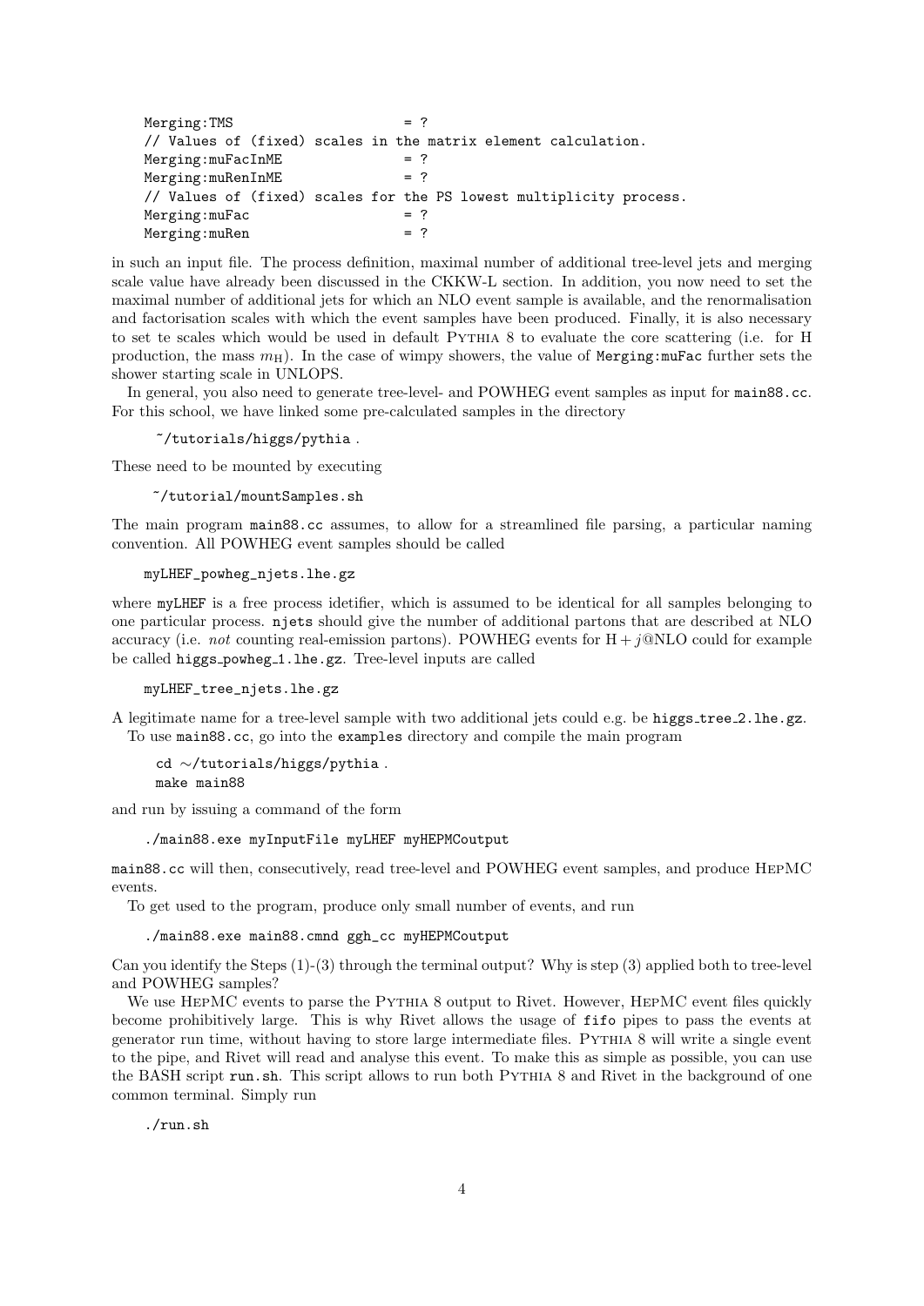```
Merging:TMS                    = ?
// Values of (fixed) scales in the matrix element calculation.
Merging:muFacInME              = ?
Merging:muRenInME              = ?
// Values of (fixed) scales for the PS lowest multiplicity process.
Merging:muFac                  = ?
Merging:muRen                  = ?
```

in such an input file. The process definition, maximal number of additional tree-level jets and merging scale value have already been discussed in the CKKW-L section. In addition, you now need to set the maximal number of additional jets for which an NLO event sample is available, and the renormalisation and factorisation scales with which the event samples have been produced. Finally, it is also necessary to set te scales which would be used in default Pythia 8 to evaluate the core scattering (i.e. for H production, the mass $m_{\mathrm{H}}$). In the case of wimpy showers, the value of `Merging:muFac` further sets the shower starting scale in UNLOPS.

In general, you also need to generate tree-level- and POWHEG event samples as input for `main88.cc`. For this school, we have linked some pre-calculated samples in the directory

```
~/tutorials/higgs/pythia .
```

These need to be mounted by executing

```
~/tutorial/mountSamples.sh
```

The main program `main88.cc` assumes, to allow for a streamlined file parsing, a particular naming convention. All POWHEG event samples should be called

```
myLHEF_powheg_njets.lhe.gz
```

where `myLHEF` is a free process idetifier, which is assumed to be identical for all samples belonging to one particular process. `njets` should give the number of additional partons that are described at NLO accuracy (i.e. *not* counting real-emission partons). POWHEG events for $\mathrm{H} + j$@NLO could for example be called `higgs_powheg_1.lhe.gz`. Tree-level inputs are called

```
myLHEF_tree_njets.lhe.gz
```

A legitimate name for a tree-level sample with two additional jets could e.g. be `higgs_tree_2.lhe.gz`.

To use `main88.cc`, go into the `examples` directory and compile the main program

```
cd ~/tutorials/higgs/pythia .
make main88
```

and run by issuing a command of the form

```
./main88.exe myInputFile myLHEF myHEPMCoutput
```

`main88.cc` will then, consecutively, read tree-level and POWHEG event samples, and produce HepMC events.

To get used to the program, produce only small number of events, and run

```
./main88.exe main88.cmnd ggh_cc myHEPMCoutput
```

Can you identify the Steps (1)-(3) through the terminal output? Why is step (3) applied both to tree-level and POWHEG samples?

We use HepMC events to parse the Pythia 8 output to Rivet. However, HepMC event files quickly become prohibitively large. This is why Rivet allows the usage of `fifo` pipes to pass the events at generator run time, without having to store large intermediate files. Pythia 8 will write a single event to the pipe, and Rivet will read and analyse this event. To make this as simple as possible, you can use the BASH script `run.sh`. This script allows to run both Pythia 8 and Rivet in the background of one common terminal. Simply run

```
./run.sh
```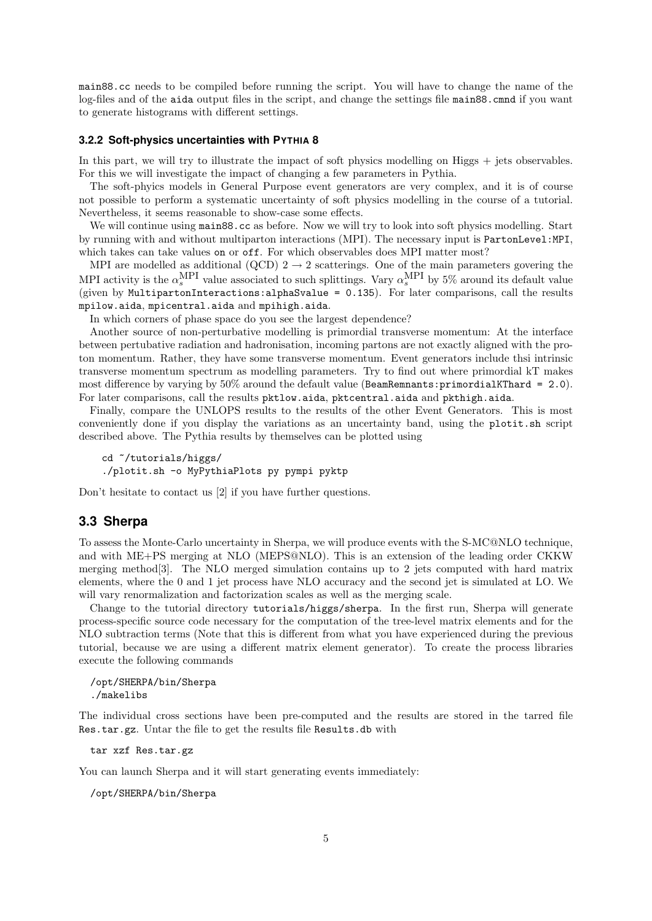main88.cc needs to be compiled before running the script. You will have to change the name of the log-files and of the aida output files in the script, and change the settings file main88.cmnd if you want to generate histograms with different settings.

### 3.2.2 Soft-physics uncertainties with Pythia 8

In this part, we will try to illustrate the impact of soft physics modelling on Higgs + jets observables. For this we will investigate the impact of changing a few parameters in Pythia.

The soft-phyics models in General Purpose event generators are very complex, and it is of course not possible to perform a systematic uncertainty of soft physics modelling in the course of a tutorial. Nevertheless, it seems reasonable to show-case some effects.

We will continue using main88.cc as before. Now we will try to look into soft physics modelling. Start by running with and without multiparton interactions (MPI). The necessary input is PartonLevel:MPI, which takes can take values on or off. For which observables does MPI matter most?

MPI are modelled as additional (QCD) $2 \to 2$ scatterings. One of the main parameters govering the MPI activity is the $\alpha_s^{\text{MPI}}$ value associated to such splittings. Vary $\alpha_s^{\text{MPI}}$ by 5% around its default value (given by MultipartonInteractions:alphaSvalue = 0.135). For later comparisons, call the results mpilow.aida, mpicentral.aida and mpihigh.aida.

In which corners of phase space do you see the largest dependence?

Another source of non-perturbative modelling is primordial transverse momentum: At the interface between pertubative radiation and hadronisation, incoming partons are not exactly aligned with the proton momentum. Rather, they have some transverse momentum. Event generators include thsi intrinsic transverse momentum spectrum as modelling parameters. Try to find out where primordial kT makes most difference by varying by 50% around the default value (BeamRemnants:primordialKThard = 2.0). For later comparisons, call the results pktlow.aida, pktcentral.aida and pkthigh.aida.

Finally, compare the UNLOPS results to the results of the other Event Generators. This is most conveniently done if you display the variations as an uncertainty band, using the plotit.sh script described above. The Pythia results by themselves can be plotted using

```
cd ~/tutorials/higgs/
./plotit.sh -o MyPythiaPlots py pympi pyktp
```

Don't hesitate to contact us [2] if you have further questions.

## 3.3 Sherpa

To assess the Monte-Carlo uncertainty in Sherpa, we will produce events with the S-MC@NLO technique, and with ME+PS merging at NLO (MEPS@NLO). This is an extension of the leading order CKKW merging method[3]. The NLO merged simulation contains up to 2 jets computed with hard matrix elements, where the 0 and 1 jet process have NLO accuracy and the second jet is simulated at LO. We will vary renormalization and factorization scales as well as the merging scale.

Change to the tutorial directory tutorials/higgs/sherpa. In the first run, Sherpa will generate process-specific source code necessary for the computation of the tree-level matrix elements and for the NLO subtraction terms (Note that this is different from what you have experienced during the previous tutorial, because we are using a different matrix element generator). To create the process libraries execute the following commands

```
/opt/SHERPA/bin/Sherpa
./makelibs
```

The individual cross sections have been pre-computed and the results are stored in the tarred file Res.tar.gz. Untar the file to get the results file Results.db with

```
tar xzf Res.tar.gz
```

You can launch Sherpa and it will start generating events immediately:

```
/opt/SHERPA/bin/Sherpa
```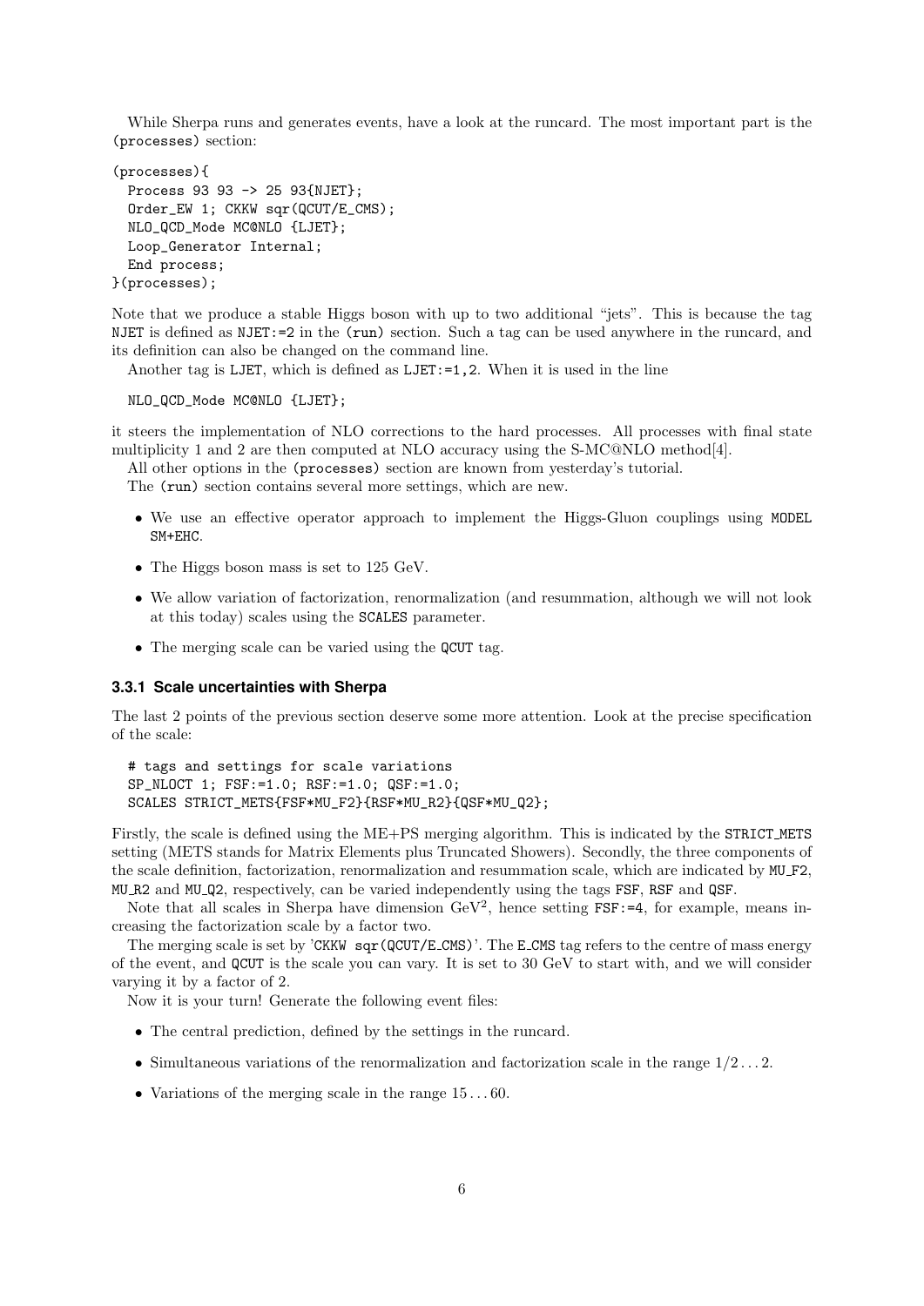While Sherpa runs and generates events, have a look at the runcard. The most important part is the `(processes)` section:

```
(processes){
  Process 93 93 -> 25 93{NJET};
  Order_EW 1; CKKW sqr(QCUT/E_CMS);
  NLO_QCD_Mode MC@NLO {LJET};
  Loop_Generator Internal;
  End process;
}(processes);
```

Note that we produce a stable Higgs boson with up to two additional "jets". This is because the tag `NJET` is defined as `NJET:=2` in the `(run)` section. Such a tag can be used anywhere in the runcard, and its definition can also be changed on the command line.

Another tag is `LJET`, which is defined as `LJET:=1,2`. When it is used in the line

```
NLO_QCD_Mode MC@NLO {LJET};
```

it steers the implementation of NLO corrections to the hard processes. All processes with final state multiplicity 1 and 2 are then computed at NLO accuracy using the S-MC@NLO method[4].

All other options in the `(processes)` section are known from yesterday's tutorial.

The `(run)` section contains several more settings, which are new.

- We use an effective operator approach to implement the Higgs-Gluon couplings using `MODEL SM+EHC`.
- The Higgs boson mass is set to 125 GeV.
- We allow variation of factorization, renormalization (and resummation, although we will not look at this today) scales using the `SCALES` parameter.
- The merging scale can be varied using the `QCUT` tag.

### 3.3.1 Scale uncertainties with Sherpa

The last 2 points of the previous section deserve some more attention. Look at the precise specification of the scale:

```
# tags and settings for scale variations
SP_NLOCT 1; FSF:=1.0; RSF:=1.0; QSF:=1.0;
SCALES STRICT_METS{FSF*MU_F2}{RSF*MU_R2}{QSF*MU_Q2};
```

Firstly, the scale is defined using the ME+PS merging algorithm. This is indicated by the `STRICT_METS` setting (METS stands for Matrix Elements plus Truncated Showers). Secondly, the three components of the scale definition, factorization, renormalization and resummation scale, which are indicated by `MU_F2`, `MU_R2` and `MU_Q2`, respectively, can be varied independently using the tags `FSF`, `RSF` and `QSF`.

Note that all scales in Sherpa have dimension $\text{GeV}^2$, hence setting `FSF:=4`, for example, means increasing the factorization scale by a factor two.

The merging scale is set by '`CKKW sqr(QCUT/E_CMS)`'. The `E_CMS` tag refers to the centre of mass energy of the event, and `QCUT` is the scale you can vary. It is set to 30 GeV to start with, and we will consider varying it by a factor of 2.

Now it is your turn! Generate the following event files:

- The central prediction, defined by the settings in the runcard.
- Simultaneous variations of the renormalization and factorization scale in the range $1/2 \ldots 2$.
- Variations of the merging scale in the range $15 \ldots 60$.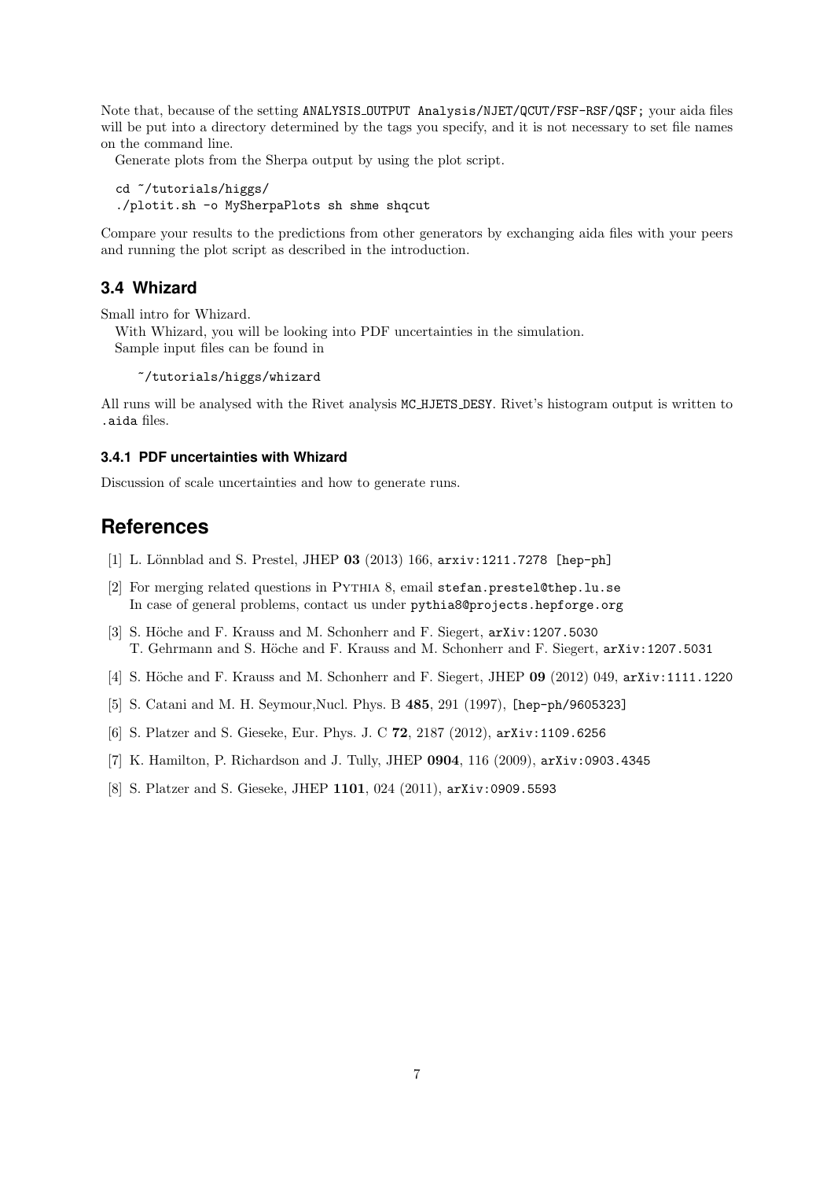Note that, because of the setting `ANALYSIS_OUTPUT Analysis/NJET/QCUT/FSF-RSF/QSF;` your aida files will be put into a directory determined by the tags you specify, and it is not necessary to set file names on the command line.

Generate plots from the Sherpa output by using the plot script.

```
cd ~/tutorials/higgs/
./plotit.sh -o MySherpaPlots sh shme shqcut
```

Compare your results to the predictions from other generators by exchanging aida files with your peers and running the plot script as described in the introduction.

## 3.4 Whizard

Small intro for Whizard.

With Whizard, you will be looking into PDF uncertainties in the simulation.

Sample input files can be found in

```
~/tutorials/higgs/whizard
```

All runs will be analysed with the Rivet analysis `MC_HJETS_DESY`. Rivet's histogram output is written to `.aida` files.

### 3.4.1 PDF uncertainties with Whizard

Discussion of scale uncertainties and how to generate runs.

# References

[1] L. Lönnblad and S. Prestel, JHEP **03** (2013) 166, `arxiv:1211.7278 [hep-ph]`

[2] For merging related questions in Pythia 8, email `stefan.prestel@thep.lu.se`
In case of general problems, contact us under `pythia8@projects.hepforge.org`

[3] S. Höche and F. Krauss and M. Schonherr and F. Siegert, `arXiv:1207.5030`
T. Gehrmann and S. Höche and F. Krauss and M. Schonherr and F. Siegert, `arXiv:1207.5031`

[4] S. Höche and F. Krauss and M. Schonherr and F. Siegert, JHEP **09** (2012) 049, `arXiv:1111.1220`

[5] S. Catani and M. H. Seymour,Nucl. Phys. B **485**, 291 (1997), `[hep-ph/9605323]`

[6] S. Platzer and S. Gieseke, Eur. Phys. J. C **72**, 2187 (2012), `arXiv:1109.6256`

[7] K. Hamilton, P. Richardson and J. Tully, JHEP **0904**, 116 (2009), `arXiv:0903.4345`

[8] S. Platzer and S. Gieseke, JHEP **1101**, 024 (2011), `arXiv:0909.5593`